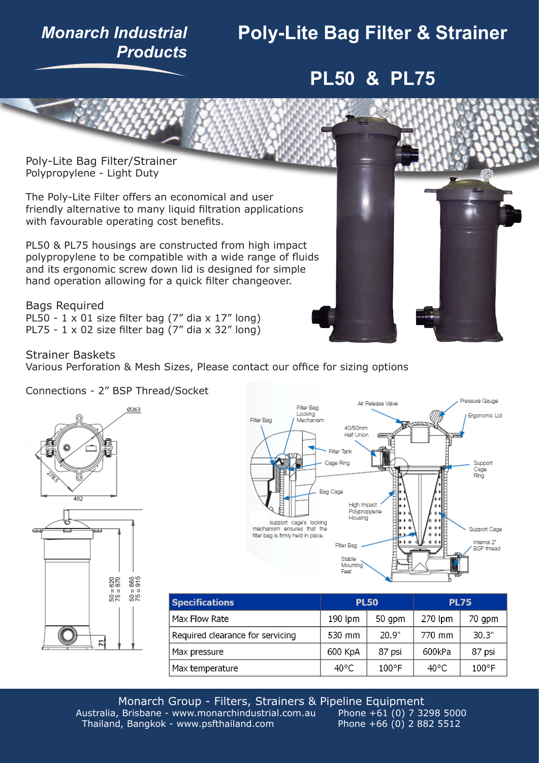# Monarch Industrial Products

# Poly-Lite Bag Filter & Strainer

## PL50 & PL75

Poly-Lite Bag Filter/Strainer
Polypropylene - Light Duty

The Poly-Lite Filter offers an economical and user friendly alternative to many liquid filtration applications with favourable operating cost benefits.

PL50 & PL75 housings are constructed from high impact polypropylene to be compatible with a wide range of fluids and its ergonomic screw down lid is designed for simple hand operation allowing for a quick filter changeover.

Bags Required
PL50 - 1 x 01 size filter bag (7" dia x 17" long)
PL75 - 1 x 02 size filter bag (7" dia x 32" long)

Strainer Baskets
Various Perforation & Mesh Sizes, Please contact our office for sizing options

Connections - 2" BSP Thread/Socket

Ø263
278.5
402
50 = 620
75 = 870
50 = 665
75 = 915
71

Filter Bag
Filter Bag Locking Mechanism
Air Release Valve
Pressure Gauge
Ergonomic Lid
40/50mm Half Union
Filter Tank
Cage Ring
Support Cage Ring
Bag Cage
High Impact Polypropylene Housing
support cage's locking mechanism ensures that the filter bag is firmly held in place.
Support Cage
Internal 2" BSP thread
Filter Bag
Stable Mounting Feet

| Specifications | PL50 | | PL75 | |
|---|---|---|---|---|
| Max Flow Rate | 190 lpm | 50 gpm | 270 lpm | 70 gpm |
| Required clearance for servicing | 530 mm | 20.9" | 770 mm | 30.3" |
| Max pressure | 600 KpA | 87 psi | 600kPa | 87 psi |
| Max temperature | 40°C | 100°F | 40°C | 100°F |

Monarch Group - Filters, Strainers & Pipeline Equipment
Australia, Brisbane - www.monarchindustrial.com.au   Phone +61 (0) 7 3298 5000
Thailand, Bangkok - www.psfthailand.com   Phone +66 (0) 2 882 5512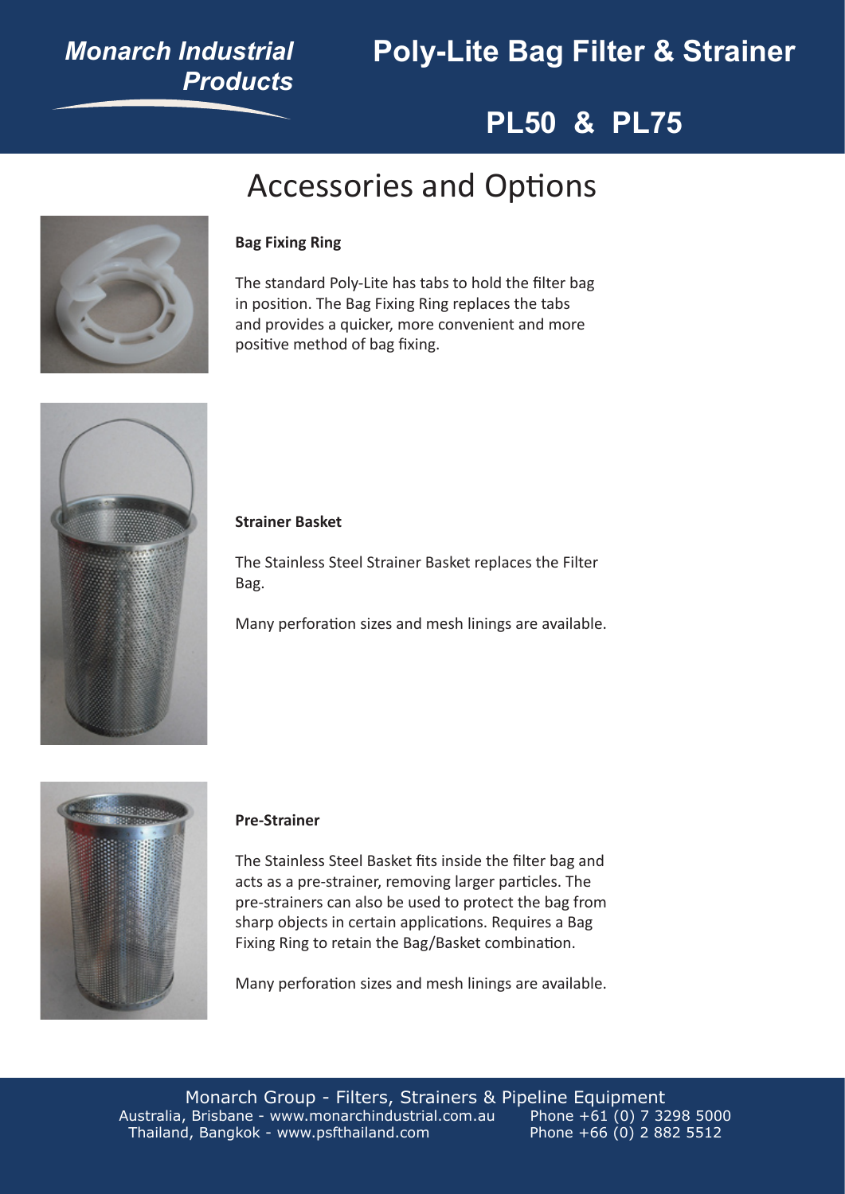*Monarch Industrial Products*

# Poly-Lite Bag Filter & Strainer

# PL50 & PL75

## Accessories and Options

**Bag Fixing Ring**

The standard Poly-Lite has tabs to hold the filter bag in position. The Bag Fixing Ring replaces the tabs and provides a quicker, more convenient and more positive method of bag fixing.

**Strainer Basket**

The Stainless Steel Strainer Basket replaces the Filter Bag.

Many perforation sizes and mesh linings are available.

**Pre-Strainer**

The Stainless Steel Basket fits inside the filter bag and acts as a pre-strainer, removing larger particles. The pre-strainers can also be used to protect the bag from sharp objects in certain applications. Requires a Bag Fixing Ring to retain the Bag/Basket combination.

Many perforation sizes and mesh linings are available.

Monarch Group - Filters, Strainers & Pipeline Equipment
Australia, Brisbane - www.monarchindustrial.com.au Phone +61 (0) 7 3298 5000
Thailand, Bangkok - www.psfthailand.com Phone +66 (0) 2 882 5512